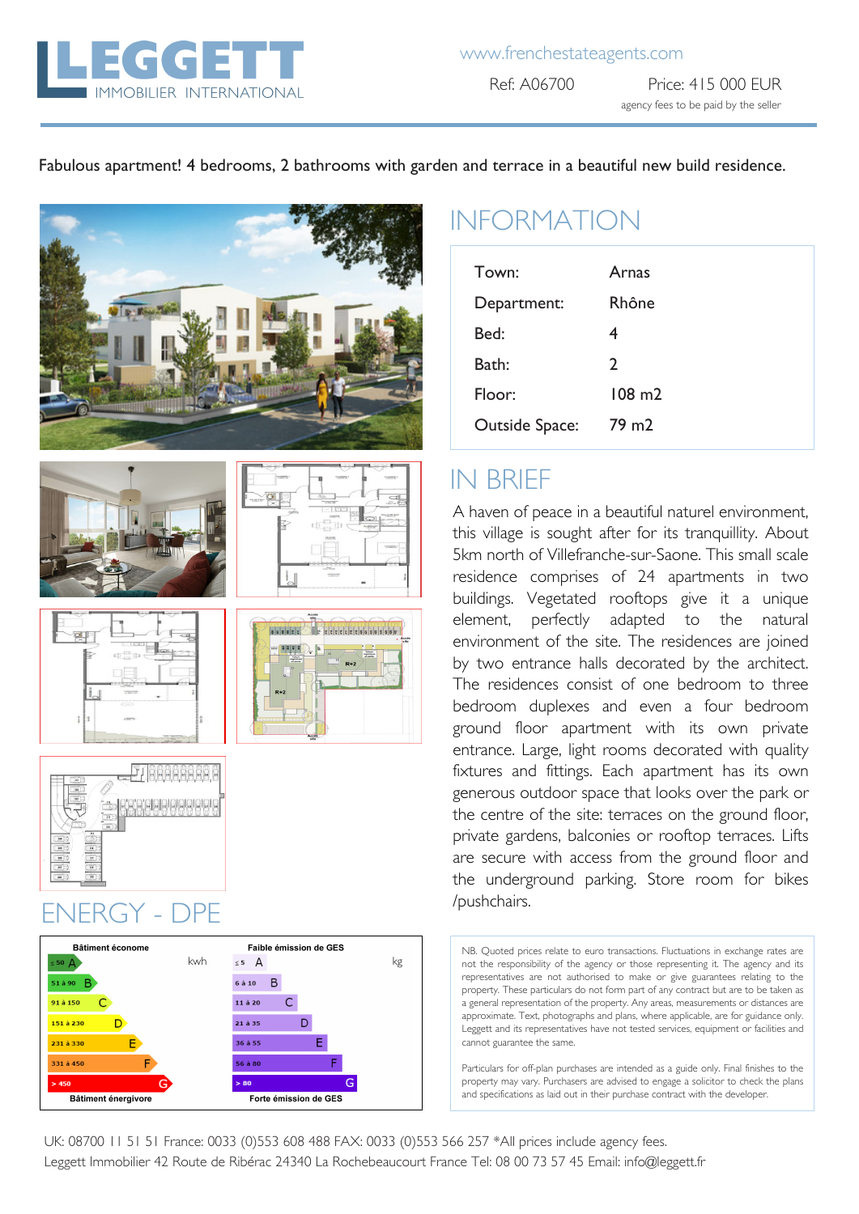# LEGGETT IMMOBILIER INTERNATIONAL

www.frenchestateagents.com

Ref: A06700

Price: 415 000 EUR

agency fees to be paid by the seller

Fabulous apartment! 4 bedrooms, 2 bathrooms with garden and terrace in a beautiful new build residence.

## INFORMATION

| | |
|---|---|
| Town: | Arnas |
| Department: | Rhône |
| Bed: | 4 |
| Bath: | 2 |
| Floor: | 108 m2 |
| Outside Space: | 79 m2 |

## IN BRIEF

A haven of peace in a beautiful naturel environment, this village is sought after for its tranquillity. About 5km north of Villefranche-sur-Saone. This small scale residence comprises of 24 apartments in two buildings. Vegetated rooftops give it a unique element, perfectly adapted to the natural environment of the site. The residences are joined by two entrance halls decorated by the architect. The residences consist of one bedroom to three bedroom duplexes and even a four bedroom ground floor apartment with its own private entrance. Large, light rooms decorated with quality fixtures and fittings. Each apartment has its own generous outdoor space that looks over the park or the centre of the site: terraces on the ground floor, private gardens, balconies or rooftop terraces. Lifts are secure with access from the ground floor and the underground parking. Store room for bikes /pushchairs.

## ENERGY - DPE

| Bâtiment économe (kwh) | Faible émission de GES (kg) |
|---|---|
| ≤ 50 A | ≤ 5 A |
| 51 à 90 B | 6 à 10 B |
| 91 à 150 C | 11 à 20 C |
| 151 à 230 D | 21 à 35 D |
| 231 à 330 E | 36 à 55 E |
| 331 à 450 F | 56 à 80 F |
| > 450 G | > 80 G |
| Bâtiment énergivore | Forte émission de GES |

NB. Quoted prices relate to euro transactions. Fluctuations in exchange rates are not the responsibility of the agency or those representing it. The agency and its representatives are not authorised to make or give guarantees relating to the property. These particulars do not form part of any contract but are to be taken as a general representation of the property. Any areas, measurements or distances are approximate. Text, photographs and plans, where applicable, are for guidance only. Leggett and its representatives have not tested services, equipment or facilities and cannot guarantee the same.

Particulars for off-plan purchases are intended as a guide only. Final finishes to the property may vary. Purchasers are advised to engage a solicitor to check the plans and specifications as laid out in their purchase contract with the developer.

UK: 08700 11 51 51 France: 0033 (0)553 608 488 FAX: 0033 (0)553 566 257 *All prices include agency fees.
Leggett Immobilier 42 Route de Ribérac 24340 La Rochebeaucourt France Tel: 08 00 73 57 45 Email: info@leggett.fr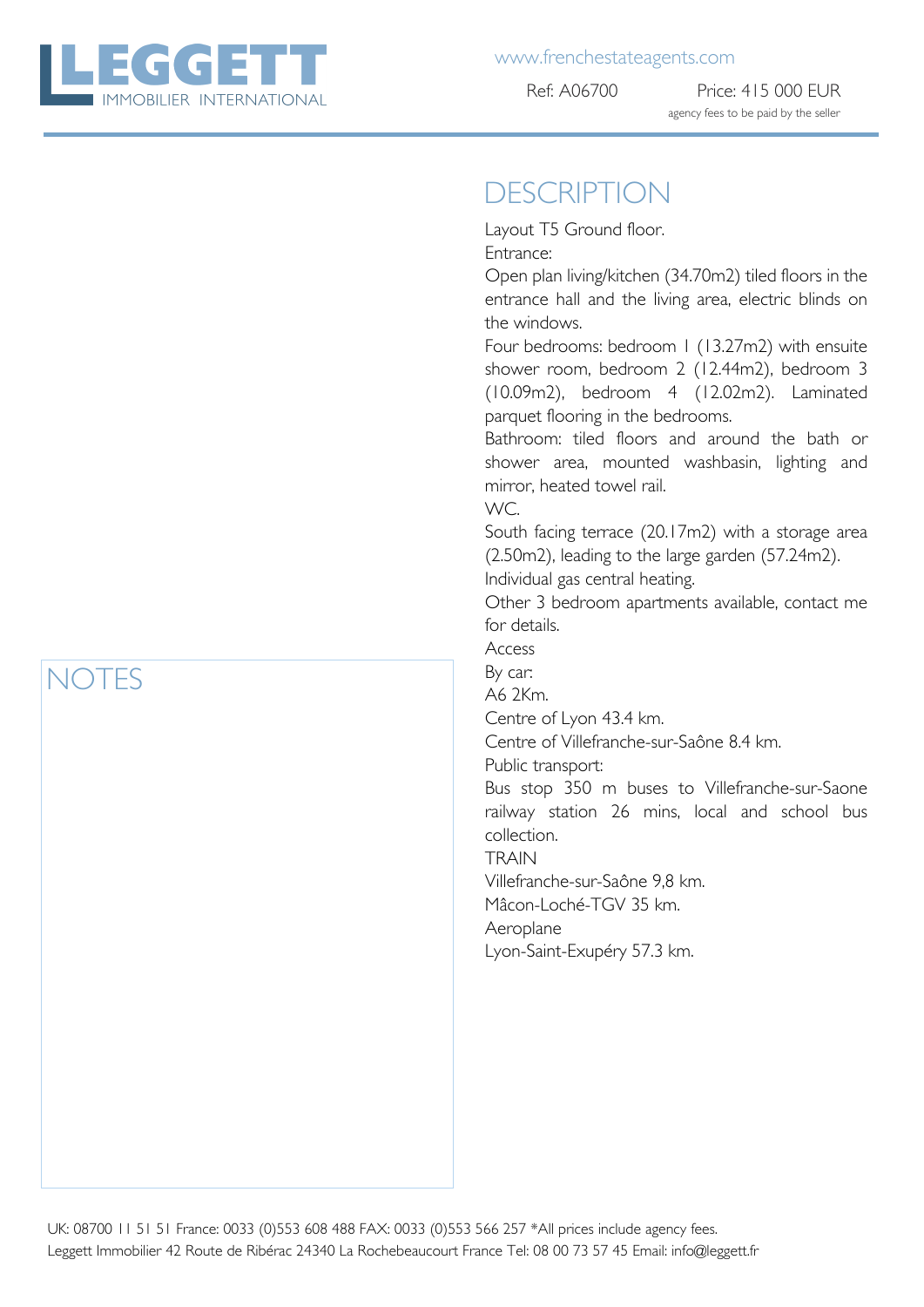Ref: A06700

Price: 415 000 EUR

agency fees to be paid by the seller

## DESCRIPTION

Layout T5 Ground floor.
Entrance:
Open plan living/kitchen (34.70m2) tiled floors in the entrance hall and the living area, electric blinds on the windows.
Four bedrooms: bedroom 1 (13.27m2) with ensuite shower room, bedroom 2 (12.44m2), bedroom 3 (10.09m2), bedroom 4 (12.02m2). Laminated parquet flooring in the bedrooms.
Bathroom: tiled floors and around the bath or shower area, mounted washbasin, lighting and mirror, heated towel rail.
WC.
South facing terrace (20.17m2) with a storage area (2.50m2), leading to the large garden (57.24m2).
Individual gas central heating.
Other 3 bedroom apartments available, contact me for details.
Access
By car:
A6 2Km.
Centre of Lyon 43.4 km.
Centre of Villefranche-sur-Saône 8.4 km.
Public transport:
Bus stop 350 m buses to Villefranche-sur-Saone railway station 26 mins, local and school bus collection.
TRAIN
Villefranche-sur-Saône 9,8 km.
Mâcon-Loché-TGV 35 km.
Aeroplane
Lyon-Saint-Exupéry 57.3 km.

## NOTES

UK: 08700 11 51 51 France: 0033 (0)553 608 488 FAX: 0033 (0)553 566 257 *All prices include agency fees.
Leggett Immobilier 42 Route de Ribérac 24340 La Rochebeaucourt France Tel: 08 00 73 57 45 Email: info@leggett.fr